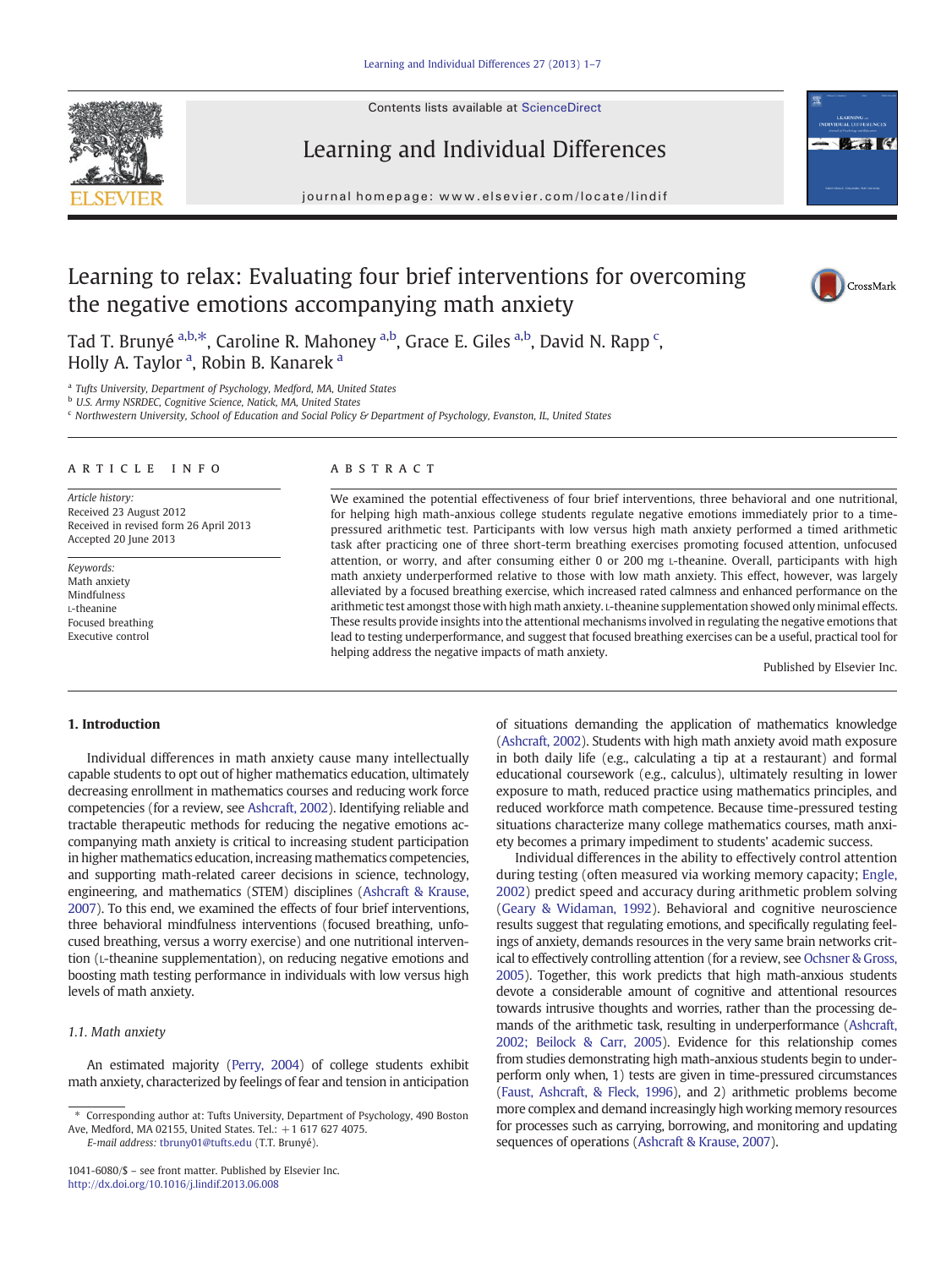# Learning to relax: Evaluating four brief interventions for overcoming the negative emotions accompanying math anxiety

Tad T. Brunyé [a,b,*], Caroline R. Mahoney [a,b], Grace E. Giles [a,b], David N. Rapp [c], Holly A. Taylor [a], Robin B. Kanarek [a]

[a] Tufts University, Department of Psychology, Medford, MA, United States

[b] U.S. Army NSRDEC, Cognitive Science, Natick, MA, United States

[c] Northwestern University, School of Education and Social Policy & Department of Psychology, Evanston, IL, United States

## ARTICLE INFO

*Article history:*
Received 23 August 2012
Received in revised form 26 April 2013
Accepted 20 June 2013

*Keywords:*
Math anxiety
Mindfulness
L-theanine
Focused breathing
Executive control

## ABSTRACT

We examined the potential effectiveness of four brief interventions, three behavioral and one nutritional, for helping high math-anxious college students regulate negative emotions immediately prior to a time-pressured arithmetic test. Participants with low versus high math anxiety performed a timed arithmetic task after practicing one of three short-term breathing exercises promoting focused attention, unfocused attention, or worry, and after consuming either 0 or 200 mg L-theanine. Overall, participants with high math anxiety underperformed relative to those with low math anxiety. This effect, however, was largely alleviated by a focused breathing exercise, which increased rated calmness and enhanced performance on the arithmetic test amongst those with high math anxiety. L-theanine supplementation showed only minimal effects. These results provide insights into the attentional mechanisms involved in regulating the negative emotions that lead to testing underperformance, and suggest that focused breathing exercises can be a useful, practical tool for helping address the negative impacts of math anxiety.

Published by Elsevier Inc.

## 1. Introduction

Individual differences in math anxiety cause many intellectually capable students to opt out of higher mathematics education, ultimately decreasing enrollment in mathematics courses and reducing work force competencies (for a review, see Ashcraft, 2002). Identifying reliable and tractable therapeutic methods for reducing the negative emotions accompanying math anxiety is critical to increasing student participation in higher mathematics education, increasing mathematics competencies, and supporting math-related career decisions in science, technology, engineering, and mathematics (STEM) disciplines (Ashcraft & Krause, 2007). To this end, we examined the effects of four brief interventions, three behavioral mindfulness interventions (focused breathing, unfocused breathing, versus a worry exercise) and one nutritional intervention (L-theanine supplementation), on reducing negative emotions and boosting math testing performance in individuals with low versus high levels of math anxiety.

### 1.1. Math anxiety

An estimated majority (Perry, 2004) of college students exhibit math anxiety, characterized by feelings of fear and tension in anticipation of situations demanding the application of mathematics knowledge (Ashcraft, 2002). Students with high math anxiety avoid math exposure in both daily life (e.g., calculating a tip at a restaurant) and formal educational coursework (e.g., calculus), ultimately resulting in lower exposure to math, reduced practice using mathematics principles, and reduced workforce math competence. Because time-pressured testing situations characterize many college mathematics courses, math anxiety becomes a primary impediment to students' academic success.

Individual differences in the ability to effectively control attention during testing (often measured via working memory capacity; Engle, 2002) predict speed and accuracy during arithmetic problem solving (Geary & Widaman, 1992). Behavioral and cognitive neuroscience results suggest that regulating emotions, and specifically regulating feelings of anxiety, demands resources in the very same brain networks critical to effectively controlling attention (for a review, see Ochsner & Gross, 2005). Together, this work predicts that high math-anxious students devote a considerable amount of cognitive and attentional resources towards intrusive thoughts and worries, rather than the processing demands of the arithmetic task, resulting in underperformance (Ashcraft, 2002; Beilock & Carr, 2005). Evidence for this relationship comes from studies demonstrating high math-anxious students begin to underperform only when, 1) tests are given in time-pressured circumstances (Faust, Ashcraft, & Fleck, 1996), and 2) arithmetic problems become more complex and demand increasingly high working memory resources for processes such as carrying, borrowing, and monitoring and updating sequences of operations (Ashcraft & Krause, 2007).

\* Corresponding author at: Tufts University, Department of Psychology, 490 Boston Ave, Medford, MA 02155, United States. Tel.: +1 617 627 4075.
E-mail address: tbruny01@tufts.edu (T.T. Brunyé).

1041-6080/$ – see front matter. Published by Elsevier Inc.
http://dx.doi.org/10.1016/j.lindif.2013.06.008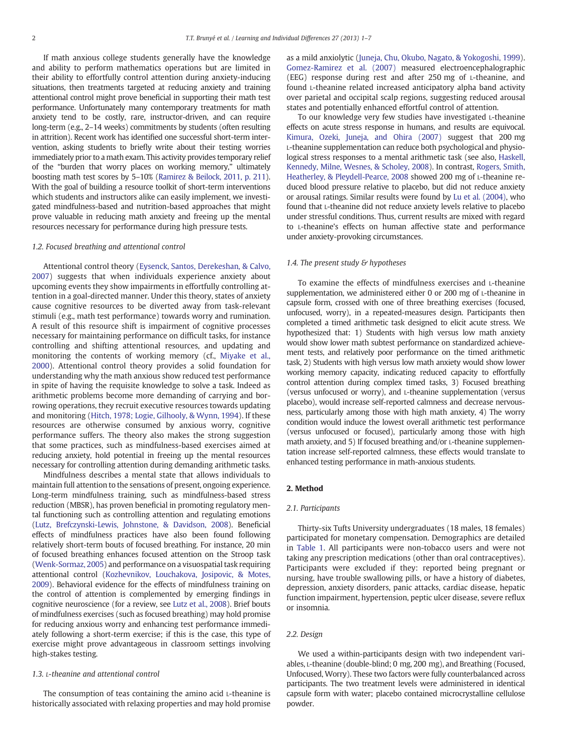If math anxious college students generally have the knowledge and ability to perform mathematics operations but are limited in their ability to effortfully control attention during anxiety-inducing situations, then treatments targeted at reducing anxiety and training attentional control might prove beneficial in supporting their math test performance. Unfortunately many contemporary treatments for math anxiety tend to be costly, rare, instructor-driven, and can require long-term (e.g., 2–14 weeks) commitments by students (often resulting in attrition). Recent work has identified one successful short-term intervention, asking students to briefly write about their testing worries immediately prior to a math exam. This activity provides temporary relief of the "burden that worry places on working memory," ultimately boosting math test scores by 5–10% (Ramirez & Beilock, 2011, p. 211). With the goal of building a resource toolkit of short-term interventions which students and instructors alike can easily implement, we investigated mindfulness-based and nutrition-based approaches that might prove valuable in reducing math anxiety and freeing up the mental resources necessary for performance during high pressure tests.

### 1.2. Focused breathing and attentional control

Attentional control theory (Eysenck, Santos, Derekeshan, & Calvo, 2007) suggests that when individuals experience anxiety about upcoming events they show impairments in effortfully controlling attention in a goal-directed manner. Under this theory, states of anxiety cause cognitive resources to be diverted away from task-relevant stimuli (e.g., math test performance) towards worry and rumination. A result of this resource shift is impairment of cognitive processes necessary for maintaining performance on difficult tasks, for instance controlling and shifting attentional resources, and updating and monitoring the contents of working memory (cf., Miyake et al., 2000). Attentional control theory provides a solid foundation for understanding why the math anxious show reduced test performance in spite of having the requisite knowledge to solve a task. Indeed as arithmetic problems become more demanding of carrying and borrowing operations, they recruit executive resources towards updating and monitoring (Hitch, 1978; Logie, Gilhooly, & Wynn, 1994). If these resources are otherwise consumed by anxious worry, cognitive performance suffers. The theory also makes the strong suggestion that some practices, such as mindfulness-based exercises aimed at reducing anxiety, hold potential in freeing up the mental resources necessary for controlling attention during demanding arithmetic tasks.

Mindfulness describes a mental state that allows individuals to maintain full attention to the sensations of present, ongoing experience. Long-term mindfulness training, such as mindfulness-based stress reduction (MBSR), has proven beneficial in promoting regulatory mental functioning such as controlling attention and regulating emotions (Lutz, Brefczynski-Lewis, Johnstone, & Davidson, 2008). Beneficial effects of mindfulness practices have also been found following relatively short-term bouts of focused breathing. For instance, 20 min of focused breathing enhances focused attention on the Stroop task (Wenk-Sormaz, 2005) and performance on a visuospatial task requiring attentional control (Kozhevnikov, Louchakova, Josipovic, & Motes, 2009). Behavioral evidence for the effects of mindfulness training on the control of attention is complemented by emerging findings in cognitive neuroscience (for a review, see Lutz et al., 2008). Brief bouts of mindfulness exercises (such as focused breathing) may hold promise for reducing anxious worry and enhancing test performance immediately following a short-term exercise; if this is the case, this type of exercise might prove advantageous in classroom settings involving high-stakes testing.

### 1.3. L-theanine and attentional control

The consumption of teas containing the amino acid L-theanine is historically associated with relaxing properties and may hold promise as a mild anxiolytic (Juneja, Chu, Okubo, Nagato, & Yokogoshi, 1999). Gomez-Ramirez et al. (2007) measured electroencephalographic (EEG) response during rest and after 250 mg of L-theanine, and found L-theanine related increased anticipatory alpha band activity over parietal and occipital scalp regions, suggesting reduced arousal states and potentially enhanced effortful control of attention.

To our knowledge very few studies have investigated L-theanine effects on acute stress response in humans, and results are equivocal. Kimura, Ozeki, Juneja, and Ohira (2007) suggest that 200 mg L-theanine supplementation can reduce both psychological and physiological stress responses to a mental arithmetic task (see also, Haskell, Kennedy, Milne, Wesnes, & Scholey, 2008). In contrast, Rogers, Smith, Heatherley, & Pleydell-Pearce, 2008 showed 200 mg of L-theanine reduced blood pressure relative to placebo, but did not reduce anxiety or arousal ratings. Similar results were found by Lu et al. (2004), who found that L-theanine did not reduce anxiety levels relative to placebo under stressful conditions. Thus, current results are mixed with regard to L-theanine's effects on human affective state and performance under anxiety-provoking circumstances.

### 1.4. The present study & hypotheses

To examine the effects of mindfulness exercises and L-theanine supplementation, we administered either 0 or 200 mg of L-theanine in capsule form, crossed with one of three breathing exercises (focused, unfocused, worry), in a repeated-measures design. Participants then completed a timed arithmetic task designed to elicit acute stress. We hypothesized that: 1) Students with high versus low math anxiety would show lower math subtest performance on standardized achievement tests, and relatively poor performance on the timed arithmetic task, 2) Students with high versus low math anxiety would show lower working memory capacity, indicating reduced capacity to effortfully control attention during complex timed tasks, 3) Focused breathing (versus unfocused or worry), and L-theanine supplementation (versus placebo), would increase self-reported calmness and decrease nervousness, particularly among those with high math anxiety, 4) The worry condition would induce the lowest overall arithmetic test performance (versus unfocused or focused), particularly among those with high math anxiety, and 5) If focused breathing and/or L-theanine supplementation increase self-reported calmness, these effects would translate to enhanced testing performance in math-anxious students.

## 2. Method

### 2.1. Participants

Thirty-six Tufts University undergraduates (18 males, 18 females) participated for monetary compensation. Demographics are detailed in Table 1. All participants were non-tobacco users and were not taking any prescription medications (other than oral contraceptives). Participants were excluded if they: reported being pregnant or nursing, have trouble swallowing pills, or have a history of diabetes, depression, anxiety disorders, panic attacks, cardiac disease, hepatic function impairment, hypertension, peptic ulcer disease, severe reflux or insomnia.

### 2.2. Design

We used a within-participants design with two independent variables, L-theanine (double-blind; 0 mg, 200 mg), and Breathing (Focused, Unfocused, Worry). These two factors were fully counterbalanced across participants. The two treatment levels were administered in identical capsule form with water; placebo contained microcrystalline cellulose powder.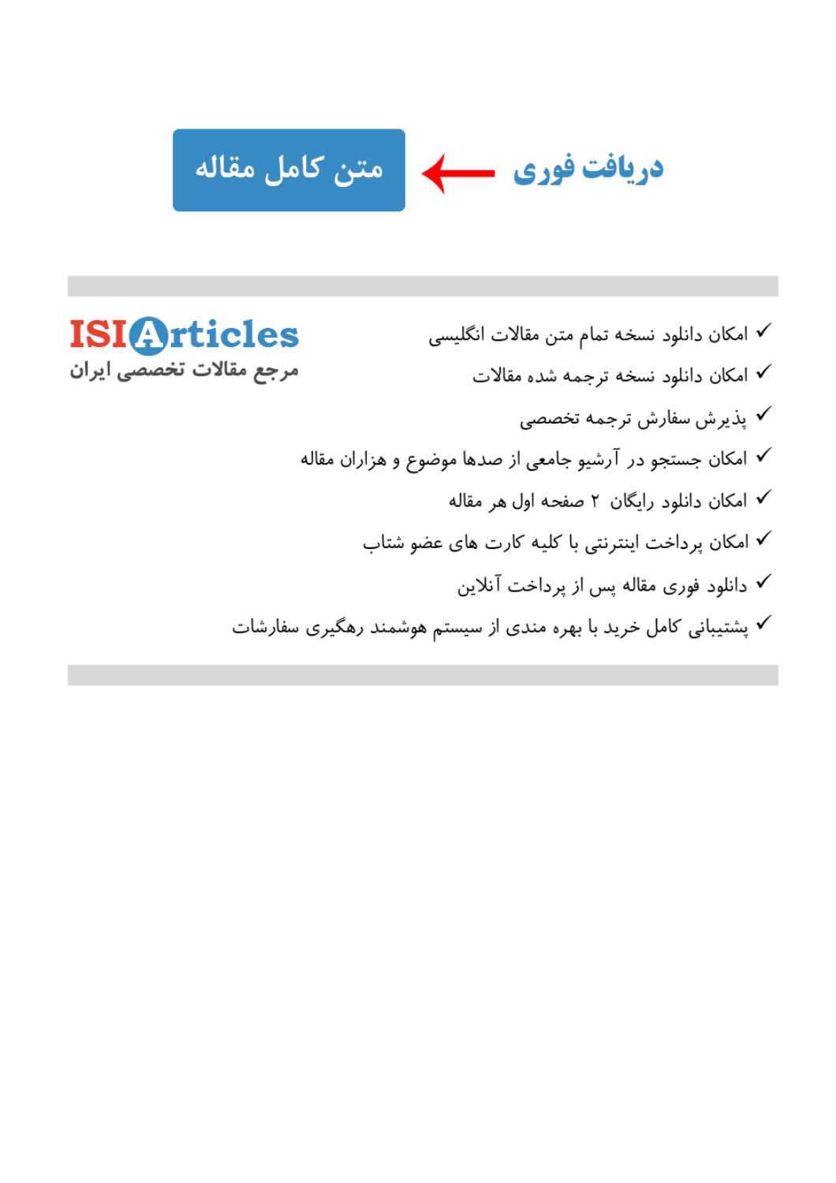دریافت فوری ← **متن کامل مقاله**

**ISIArticles**
مرجع مقالات تخصصی ایران

- ✓ امکان دانلود نسخه تمام متن مقالات انگلیسی
- ✓ امکان دانلود نسخه ترجمه شده مقالات
- ✓ پذیرش سفارش ترجمه تخصصی
- ✓ امکان جستجو در آرشیو جامعی از صدها موضوع و هزاران مقاله
- ✓ امکان دانلود رایگان ۲ صفحه اول هر مقاله
- ✓ امکان پرداخت اینترنتی با کلیه کارت های عضو شتاب
- ✓ دانلود فوری مقاله پس از پرداخت آنلاین
- ✓ پشتیبانی کامل خرید با بهره مندی از سیستم هوشمند رهگیری سفارشات